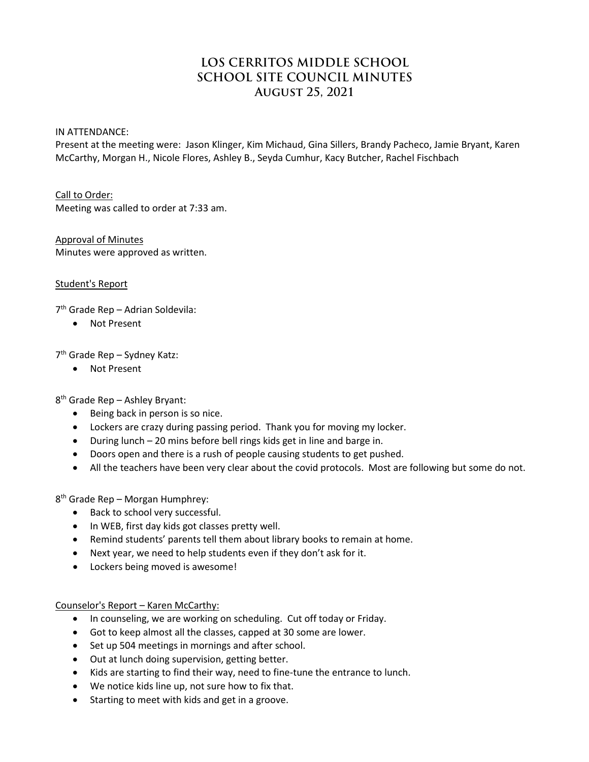# LOS CERRITOS MIDDLE SCHOOL
# SCHOOL SITE COUNCIL MINUTES
# August 25, 2021

IN ATTENDANCE:
Present at the meeting were: Jason Klinger, Kim Michaud, Gina Sillers, Brandy Pacheco, Jamie Bryant, Karen McCarthy, Morgan H., Nicole Flores, Ashley B., Seyda Cumhur, Kacy Butcher, Rachel Fischbach

Call to Order:
Meeting was called to order at 7:33 am.

Approval of Minutes
Minutes were approved as written.

Student's Report

7th Grade Rep – Adrian Soldevila:

- Not Present

7th Grade Rep – Sydney Katz:

- Not Present

8th Grade Rep – Ashley Bryant:

- Being back in person is so nice.
- Lockers are crazy during passing period. Thank you for moving my locker.
- During lunch – 20 mins before bell rings kids get in line and barge in.
- Doors open and there is a rush of people causing students to get pushed.
- All the teachers have been very clear about the covid protocols. Most are following but some do not.

8th Grade Rep – Morgan Humphrey:

- Back to school very successful.
- In WEB, first day kids got classes pretty well.
- Remind students' parents tell them about library books to remain at home.
- Next year, we need to help students even if they don't ask for it.
- Lockers being moved is awesome!

Counselor's Report – Karen McCarthy:

- In counseling, we are working on scheduling. Cut off today or Friday.
- Got to keep almost all the classes, capped at 30 some are lower.
- Set up 504 meetings in mornings and after school.
- Out at lunch doing supervision, getting better.
- Kids are starting to find their way, need to fine-tune the entrance to lunch.
- We notice kids line up, not sure how to fix that.
- Starting to meet with kids and get in a groove.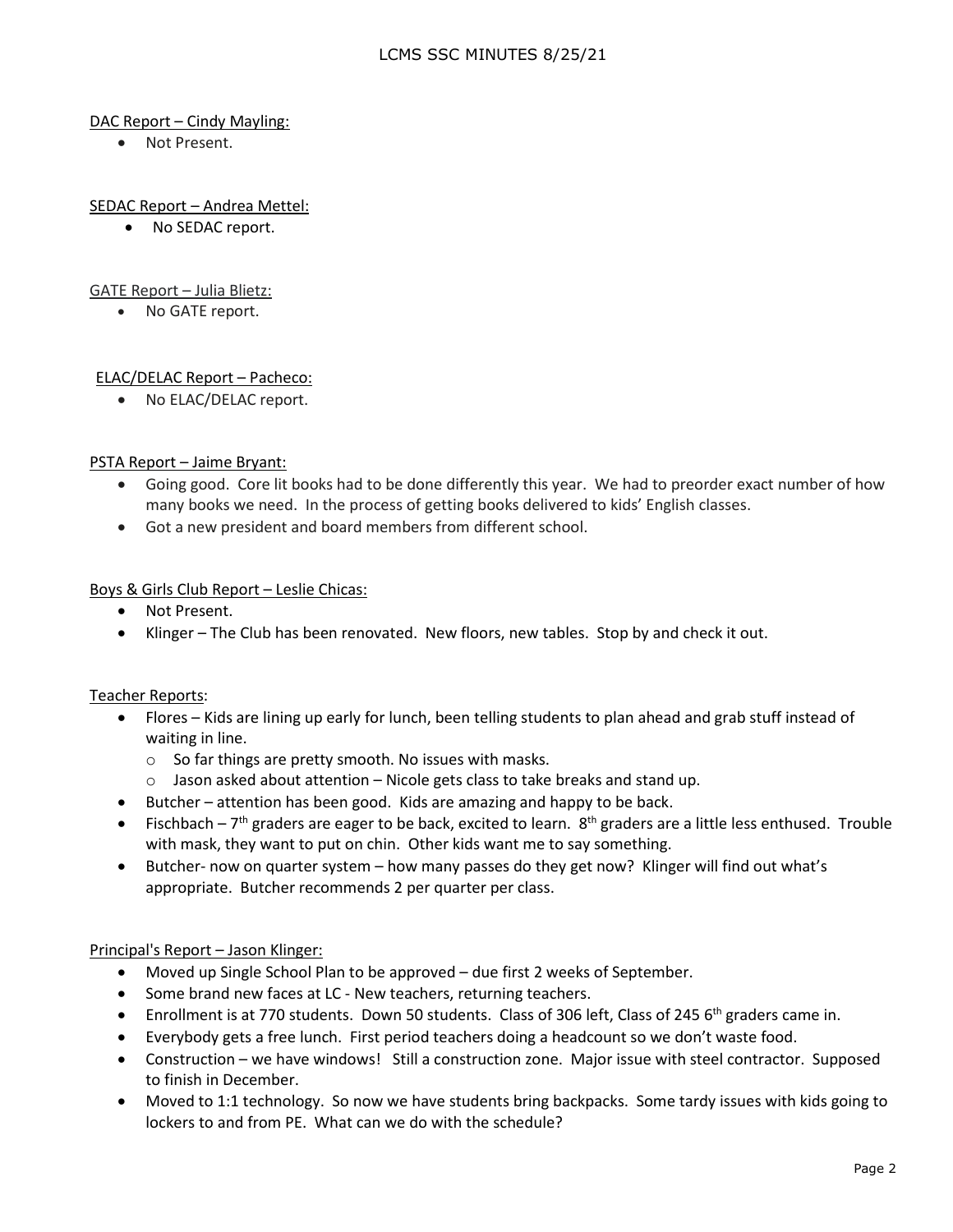DAC Report – Cindy Mayling:

- Not Present.

SEDAC Report – Andrea Mettel:

- No SEDAC report.

GATE Report – Julia Blietz:

- No GATE report.

ELAC/DELAC Report – Pacheco:

- No ELAC/DELAC report.

PSTA Report – Jaime Bryant:

- Going good. Core lit books had to be done differently this year. We had to preorder exact number of how many books we need. In the process of getting books delivered to kids' English classes.
- Got a new president and board members from different school.

Boys & Girls Club Report – Leslie Chicas:

- Not Present.
- Klinger – The Club has been renovated. New floors, new tables. Stop by and check it out.

Teacher Reports:

- Flores – Kids are lining up early for lunch, been telling students to plan ahead and grab stuff instead of waiting in line.
  - So far things are pretty smooth. No issues with masks.
  - Jason asked about attention – Nicole gets class to take breaks and stand up.
- Butcher – attention has been good. Kids are amazing and happy to be back.
- Fischbach – 7th graders are eager to be back, excited to learn. 8th graders are a little less enthused. Trouble with mask, they want to put on chin. Other kids want me to say something.
- Butcher- now on quarter system – how many passes do they get now? Klinger will find out what's appropriate. Butcher recommends 2 per quarter per class.

Principal's Report – Jason Klinger:

- Moved up Single School Plan to be approved – due first 2 weeks of September.
- Some brand new faces at LC - New teachers, returning teachers.
- Enrollment is at 770 students. Down 50 students. Class of 306 left, Class of 245 6th graders came in.
- Everybody gets a free lunch. First period teachers doing a headcount so we don't waste food.
- Construction – we have windows! Still a construction zone. Major issue with steel contractor. Supposed to finish in December.
- Moved to 1:1 technology. So now we have students bring backpacks. Some tardy issues with kids going to lockers to and from PE. What can we do with the schedule?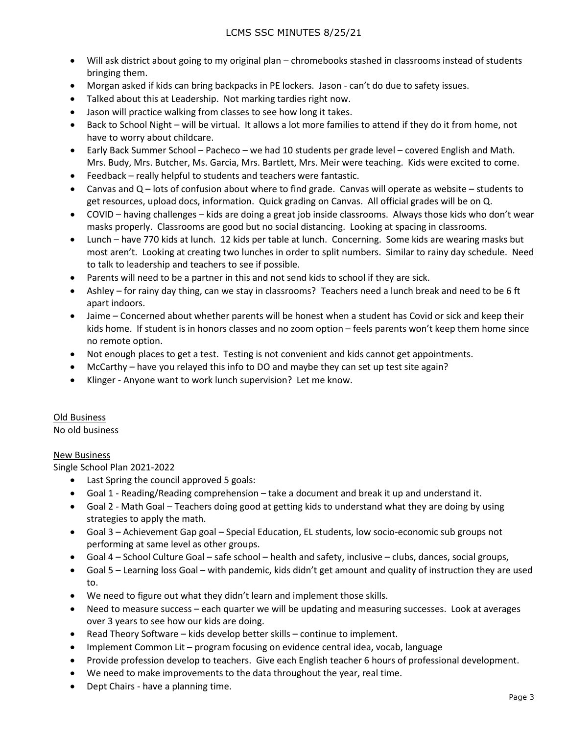- Will ask district about going to my original plan – chromebooks stashed in classrooms instead of students bringing them.
- Morgan asked if kids can bring backpacks in PE lockers. Jason - can't do due to safety issues.
- Talked about this at Leadership. Not marking tardies right now.
- Jason will practice walking from classes to see how long it takes.
- Back to School Night – will be virtual. It allows a lot more families to attend if they do it from home, not have to worry about childcare.
- Early Back Summer School – Pacheco – we had 10 students per grade level – covered English and Math. Mrs. Budy, Mrs. Butcher, Ms. Garcia, Mrs. Bartlett, Mrs. Meir were teaching. Kids were excited to come.
- Feedback – really helpful to students and teachers were fantastic.
- Canvas and Q – lots of confusion about where to find grade. Canvas will operate as website – students to get resources, upload docs, information. Quick grading on Canvas. All official grades will be on Q.
- COVID – having challenges – kids are doing a great job inside classrooms. Always those kids who don't wear masks properly. Classrooms are good but no social distancing. Looking at spacing in classrooms.
- Lunch – have 770 kids at lunch. 12 kids per table at lunch. Concerning. Some kids are wearing masks but most aren't. Looking at creating two lunches in order to split numbers. Similar to rainy day schedule. Need to talk to leadership and teachers to see if possible.
- Parents will need to be a partner in this and not send kids to school if they are sick.
- Ashley – for rainy day thing, can we stay in classrooms? Teachers need a lunch break and need to be 6 ft apart indoors.
- Jaime – Concerned about whether parents will be honest when a student has Covid or sick and keep their kids home. If student is in honors classes and no zoom option – feels parents won't keep them home since no remote option.
- Not enough places to get a test. Testing is not convenient and kids cannot get appointments.
- McCarthy – have you relayed this info to DO and maybe they can set up test site again?
- Klinger - Anyone want to work lunch supervision? Let me know.

<u>Old Business</u>

No old business

<u>New Business</u>

Single School Plan 2021-2022

- Last Spring the council approved 5 goals:
- Goal 1 - Reading/Reading comprehension – take a document and break it up and understand it.
- Goal 2 - Math Goal – Teachers doing good at getting kids to understand what they are doing by using strategies to apply the math.
- Goal 3 – Achievement Gap goal – Special Education, EL students, low socio-economic sub groups not performing at same level as other groups.
- Goal 4 – School Culture Goal – safe school – health and safety, inclusive – clubs, dances, social groups,
- Goal 5 – Learning loss Goal – with pandemic, kids didn't get amount and quality of instruction they are used to.
- We need to figure out what they didn't learn and implement those skills.
- Need to measure success – each quarter we will be updating and measuring successes. Look at averages over 3 years to see how our kids are doing.
- Read Theory Software – kids develop better skills – continue to implement.
- Implement Common Lit – program focusing on evidence central idea, vocab, language
- Provide profession develop to teachers. Give each English teacher 6 hours of professional development.
- We need to make improvements to the data throughout the year, real time.
- Dept Chairs - have a planning time.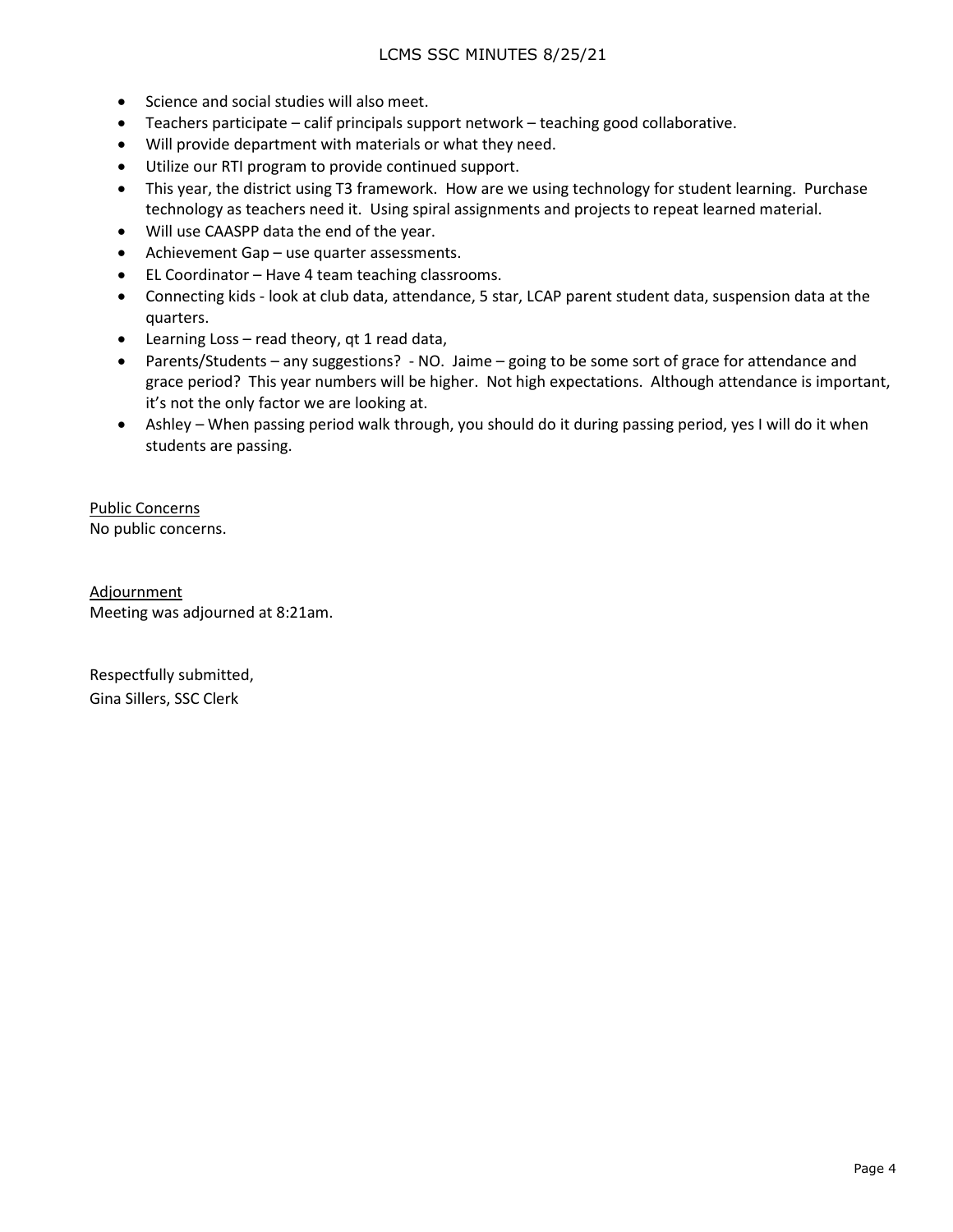- Science and social studies will also meet.
- Teachers participate – calif principals support network – teaching good collaborative.
- Will provide department with materials or what they need.
- Utilize our RTI program to provide continued support.
- This year, the district using T3 framework. How are we using technology for student learning. Purchase technology as teachers need it. Using spiral assignments and projects to repeat learned material.
- Will use CAASPP data the end of the year.
- Achievement Gap – use quarter assessments.
- EL Coordinator – Have 4 team teaching classrooms.
- Connecting kids - look at club data, attendance, 5 star, LCAP parent student data, suspension data at the quarters.
- Learning Loss – read theory, qt 1 read data,
- Parents/Students – any suggestions? - NO. Jaime – going to be some sort of grace for attendance and grace period? This year numbers will be higher. Not high expectations. Although attendance is important, it's not the only factor we are looking at.
- Ashley – When passing period walk through, you should do it during passing period, yes I will do it when students are passing.

Public Concerns

No public concerns.

Adjournment

Meeting was adjourned at 8:21am.

Respectfully submitted,
Gina Sillers, SSC Clerk